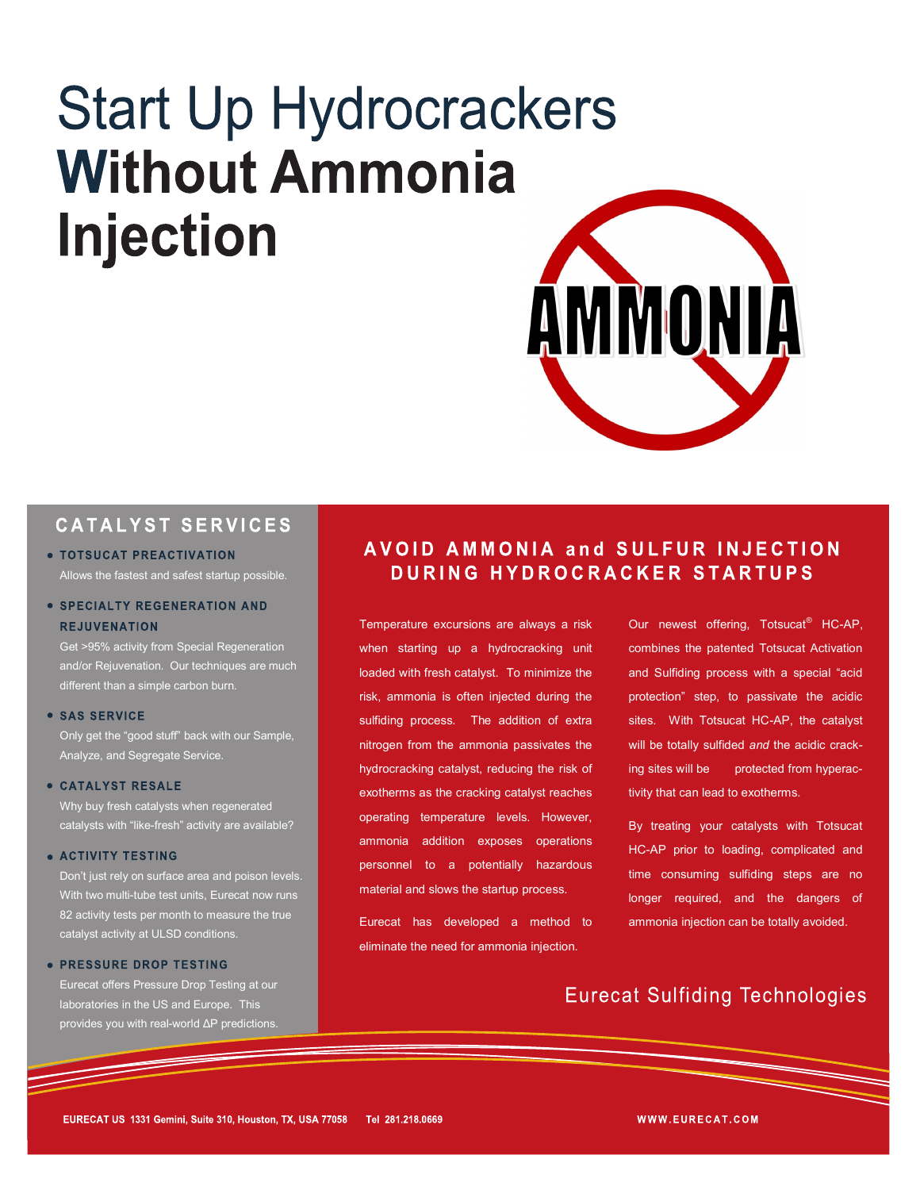# Start Up Hydrocrackers **Without Ammonia Injection**

AMMONIA

## CATALYST SERVICES

- **TOTSUCAT PREACTIVATION**
  Allows the fastest and safest startup possible.
- **SPECIALTY REGENERATION AND REJUVENATION**
  Get >95% activity from Special Regeneration and/or Rejuvenation. Our techniques are much different than a simple carbon burn.
- **SAS SERVICE**
  Only get the "good stuff" back with our Sample, Analyze, and Segregate Service.
- **CATALYST RESALE**
  Why buy fresh catalysts when regenerated catalysts with "like-fresh" activity are available?
- **ACTIVITY TESTING**
  Don't just rely on surface area and poison levels. With two multi-tube test units, Eurecat now runs 82 activity tests per month to measure the true catalyst activity at ULSD conditions.
- **PRESSURE DROP TESTING**
  Eurecat offers Pressure Drop Testing at our laboratories in the US and Europe. This provides you with real-world ΔP predictions.

## AVOID AMMONIA and SULFUR INJECTION DURING HYDROCRACKER STARTUPS

Temperature excursions are always a risk when starting up a hydrocracking unit loaded with fresh catalyst. To minimize the risk, ammonia is often injected during the sulfiding process. The addition of extra nitrogen from the ammonia passivates the hydrocracking catalyst, reducing the risk of exotherms as the cracking catalyst reaches operating temperature levels. However, ammonia addition exposes operations personnel to a potentially hazardous material and slows the startup process.

Eurecat has developed a method to eliminate the need for ammonia injection.

Our newest offering, Totsucat® HC-AP, combines the patented Totsucat Activation and Sulfiding process with a special "acid protection" step, to passivate the acidic sites. With Totsucat HC-AP, the catalyst will be totally sulfided *and* the acidic cracking sites will be protected from hyperactivity that can lead to exotherms.

By treating your catalysts with Totsucat HC-AP prior to loading, complicated and time consuming sulfiding steps are no longer required, and the dangers of ammonia injection can be totally avoided.

Eurecat Sulfiding Technologies

EURECAT US 1331 Gemini, Suite 310, Houston, TX, USA 77058 Tel 281.218.0669

WWW.EURECAT.COM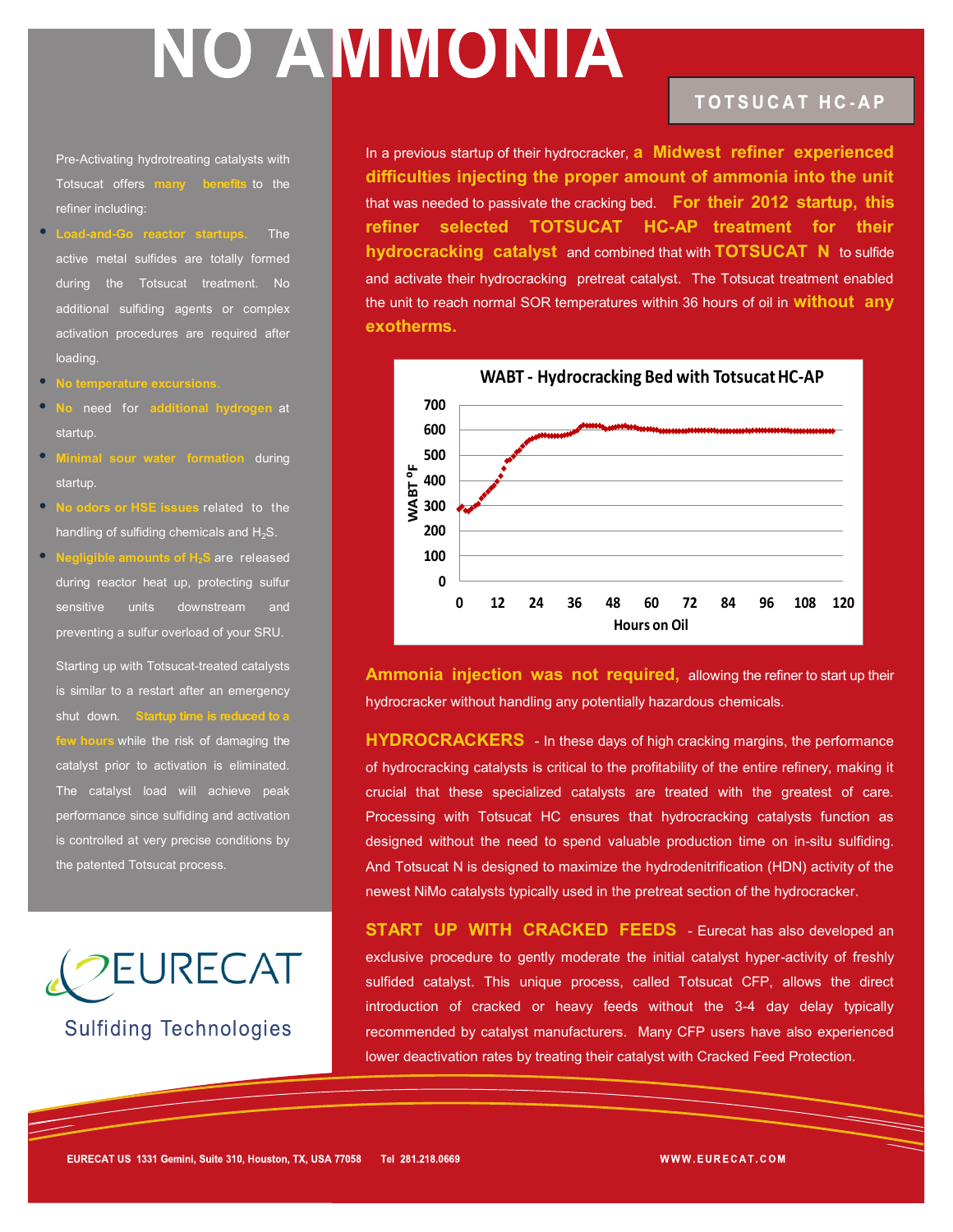# NO AMMONIA

## TOTSUCAT HC-AP

Pre-Activating hydrotreating catalysts with Totsucat offers **many benefits** to the refiner including:

- **Load-and-Go reactor startups.** The active metal sulfides are totally formed during the Totsucat treatment. No additional sulfiding agents or complex activation procedures are required after loading.
- **No temperature excursions.**
- **No** need for **additional hydrogen** at startup.
- **Minimal sour water formation** during startup.
- **No odors or HSE issues** related to the handling of sulfiding chemicals and $H_2S$.
- **Negligible amounts of $H_2S$** are released during reactor heat up, protecting sulfur sensitive units downstream and preventing a sulfur overload of your SRU.

Starting up with Totsucat-treated catalysts is similar to a restart after an emergency shut down. **Startup time is reduced to a few hours** while the risk of damaging the catalyst prior to activation is eliminated. The catalyst load will achieve peak performance since sulfiding and activation is controlled at very precise conditions by the patented Totsucat process.

EURECAT

Sulfiding Technologies

In a previous startup of their hydrocracker, **a Midwest refiner experienced difficulties injecting the proper amount of ammonia into the unit** that was needed to passivate the cracking bed. **For their 2012 startup, this refiner selected TOTSUCAT HC-AP treatment for their hydrocracking catalyst** and combined that with **TOTSUCAT N** to sulfide and activate their hydrocracking pretreat catalyst. The Totsucat treatment enabled the unit to reach normal SOR temperatures within 36 hours of oil in **without any exotherms.**

WABT - Hydrocracking Bed with Totsucat HC-AP

WABT °F

700
600
500
400
300
200
100
0

0 12 24 36 48 60 72 84 96 108 120

Hours on Oil

**Ammonia injection was not required,** allowing the refiner to start up their hydrocracker without handling any potentially hazardous chemicals.

**HYDROCRACKERS** - In these days of high cracking margins, the performance of hydrocracking catalysts is critical to the profitability of the entire refinery, making it crucial that these specialized catalysts are treated with the greatest of care. Processing with Totsucat HC ensures that hydrocracking catalysts function as designed without the need to spend valuable production time on in-situ sulfiding. And Totsucat N is designed to maximize the hydrodenitrification (HDN) activity of the newest NiMo catalysts typically used in the pretreat section of the hydrocracker.

**START UP WITH CRACKED FEEDS** - Eurecat has also developed an exclusive procedure to gently moderate the initial catalyst hyper-activity of freshly sulfided catalyst. This unique process, called Totsucat CFP, allows the direct introduction of cracked or heavy feeds without the 3-4 day delay typically recommended by catalyst manufacturers. Many CFP users have also experienced lower deactivation rates by treating their catalyst with Cracked Feed Protection.

EURECAT US 1331 Gemini, Suite 310, Houston, TX, USA 77058 Tel 281.218.0669 WWW.EURECAT.COM